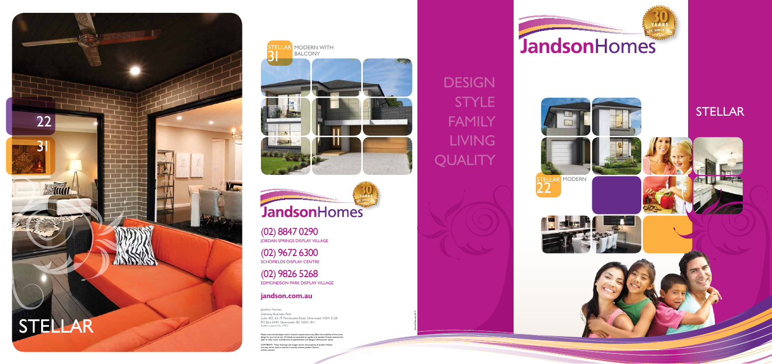22

31

# STELLAR

STELLAR 31 MODERN WITH BALCONY

# JandsonHomes

30 YEARS EST. SINCE

(02) 8847 0290
JORDAN SPRINGS DISPLAY VILLAGE

(02) 9672 6300
SCHOFIELDS DISPLAY CENTRE

(02) 9826 5268
EDMONDSON PARK DISPLAY VILLAGE

**jandson.com.au**

Jandson Homes
Gateway Business Park
Suite 402, 63-79 Parramatta Road, Silverwater NSW 2128
PO Box 6444, Silverwater BC NSW 1811
Builders Licence No. 37957

Please note that developer and or Council requirements may affect the suitability of this home design for your home site. All details are provided as a guide only. Jandson Homes reserves the right to make minor amendments to specifications and designs without prior notice.

COPYRIGHT: These drawings and images remain the property of Jandson Homes and may not be used or altered in anyway without Jandson Homes written consent.

Printed February 2017

DESIGN
STYLE
FAMILY
LIVING
QUALITY

# JandsonHomes

30 YEARS EST. SINCE

## STELLAR

STELLAR 22 MODERN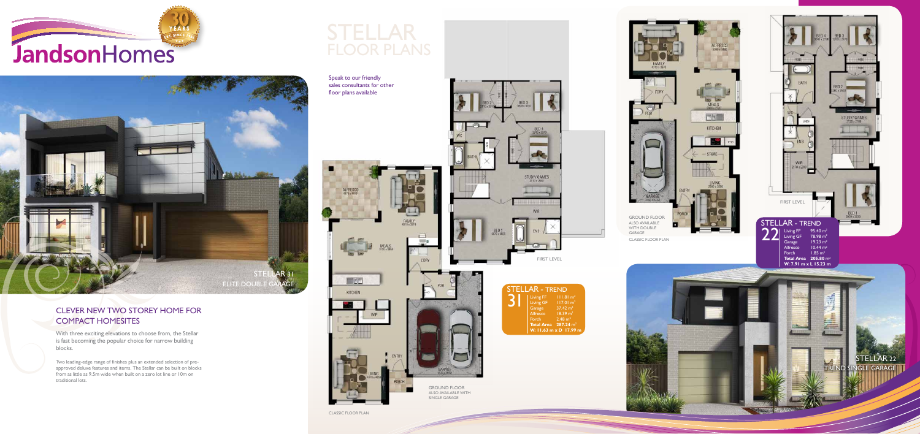# JandsonHomes

30 YEARS EST. SINCE

STELLAR 31
ELITE DOUBLE GARAGE

## CLEVER NEW TWO STOREY HOME FOR COMPACT HOMESITES

With three exciting elevations to choose from, the Stellar is fast becoming the popular choice for narrow building blocks.

Two leading-edge range of finishes plus an extended selection of pre-approved deluxe features and items. The Stellar can be built on blocks from as little as 9.5m wide when built on a zero lot line or 10m on traditional lots.

# STELLAR FLOOR PLANS

Speak to our friendly sales consultants for other floor plans available

GROUND FLOOR
ALSO AVAILABLE WITH SINGLE GARAGE

CLASSIC FLOOR PLAN

FIRST LEVEL

## STELLAR - TREND 31

| | |
|---|---|
| Living FF | 111.81 m² |
| Living GF | 117.01 m² |
| Garage | 37.42 m² |
| Alfresco | 18.39 m² |
| Porch | 2.48 m² |
| **Total Area** | **287.24 m²** |
| **W: 11.63 m x D 17.99 m** | |

GROUND FLOOR
ALSO AVAILABLE WITH DOUBLE GARAGE

CLASSIC FLOOR PLAN

FIRST LEVEL

## STELLAR - TREND 22

| | |
|---|---|
| Living FF | 95.40 m² |
| Living GF | 78.98 m² |
| Garage | 19.23 m² |
| Alfresco | 10.44 m² |
| Porch | 1.85 m² |
| **Total Area** | **205.80 m²** |
| **W: 7.91 m x L 15.23 m** | |

STELLAR 22
TREND SINGLE GARAGE